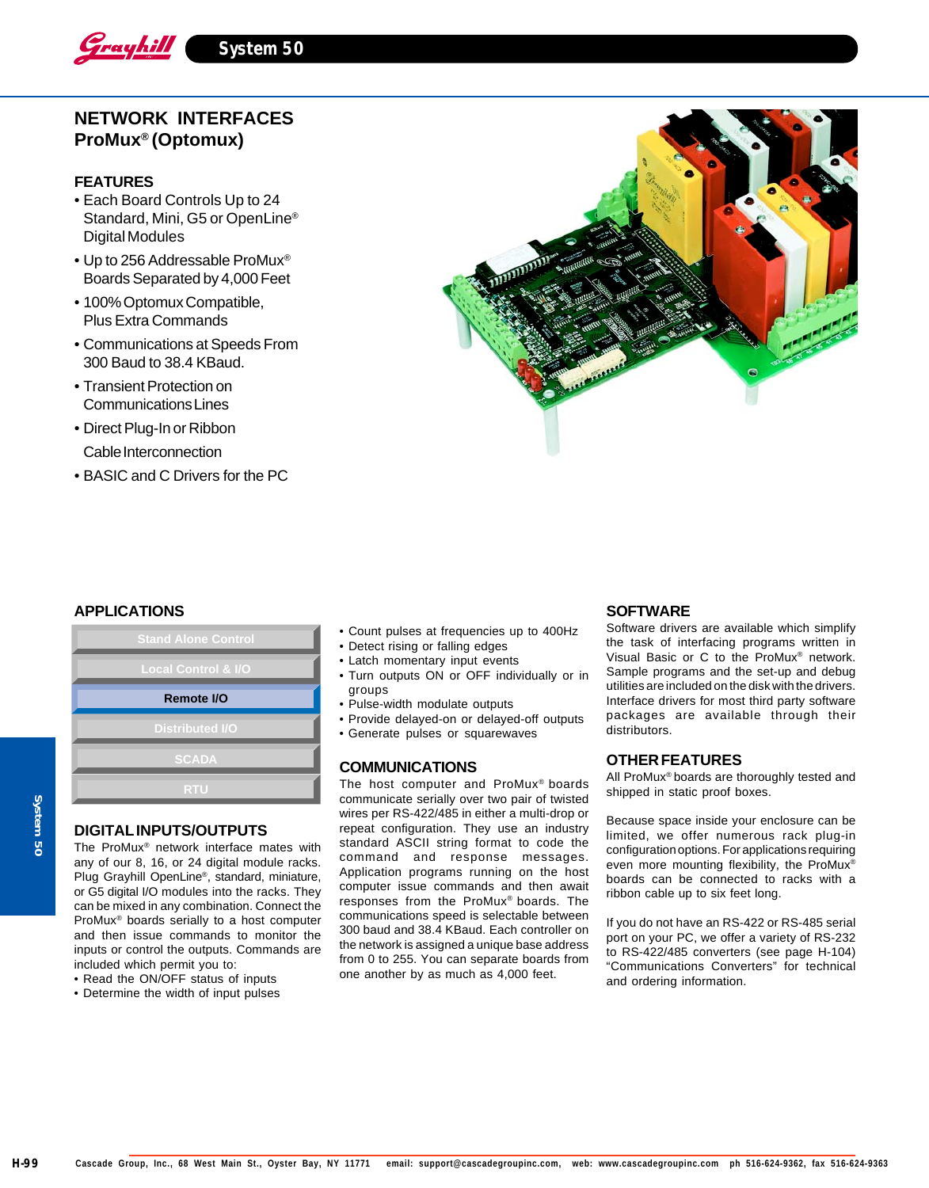# NETWORK INTERFACES
## ProMux® (Optomux)

### FEATURES

- Each Board Controls Up to 24 Standard, Mini, G5 or OpenLine® Digital Modules
- Up to 256 Addressable ProMux® Boards Separated by 4,000 Feet
- 100% Optomux Compatible, Plus Extra Commands
- Communications at Speeds From 300 Baud to 38.4 KBaud.
- Transient Protection on Communications Lines
- Direct Plug-In or Ribbon Cable Interconnection
- BASIC and C Drivers for the PC

### APPLICATIONS

- Stand Alone Control
- Local Control & I/O
- **Remote I/O**
- Distributed I/O
- SCADA
- RTU

### DIGITAL INPUTS/OUTPUTS

The ProMux® network interface mates with any of our 8, 16, or 24 digital module racks. Plug Grayhill OpenLine®, standard, miniature, or G5 digital I/O modules into the racks. They can be mixed in any combination. Connect the ProMux® boards serially to a host computer and then issue commands to monitor the inputs or control the outputs. Commands are included which permit you to:

- Read the ON/OFF status of inputs
- Determine the width of input pulses
- Count pulses at frequencies up to 400Hz
- Detect rising or falling edges
- Latch momentary input events
- Turn outputs ON or OFF individually or in groups
- Pulse-width modulate outputs
- Provide delayed-on or delayed-off outputs
- Generate pulses or squarewaves

### COMMUNICATIONS

The host computer and ProMux® boards communicate serially over two pair of twisted wires per RS-422/485 in either a multi-drop or repeat configuration. They use an industry standard ASCII string format to code the command and response messages. Application programs running on the host computer issue commands and then await responses from the ProMux® boards. The communications speed is selectable between 300 baud and 38.4 KBaud. Each controller on the network is assigned a unique base address from 0 to 255. You can separate boards from one another by as much as 4,000 feet.

### SOFTWARE

Software drivers are available which simplify the task of interfacing programs written in Visual Basic or C to the ProMux® network. Sample programs and the set-up and debug utilities are included on the disk with the drivers. Interface drivers for most third party software packages are available through their distributors.

### OTHER FEATURES

All ProMux® boards are thoroughly tested and shipped in static proof boxes.

Because space inside your enclosure can be limited, we offer numerous rack plug-in configuration options. For applications requiring even more mounting flexibility, the ProMux® boards can be connected to racks with a ribbon cable up to six feet long.

If you do not have an RS-422 or RS-485 serial port on your PC, we offer a variety of RS-232 to RS-422/485 converters (see page H-104) "Communications Converters" for technical and ordering information.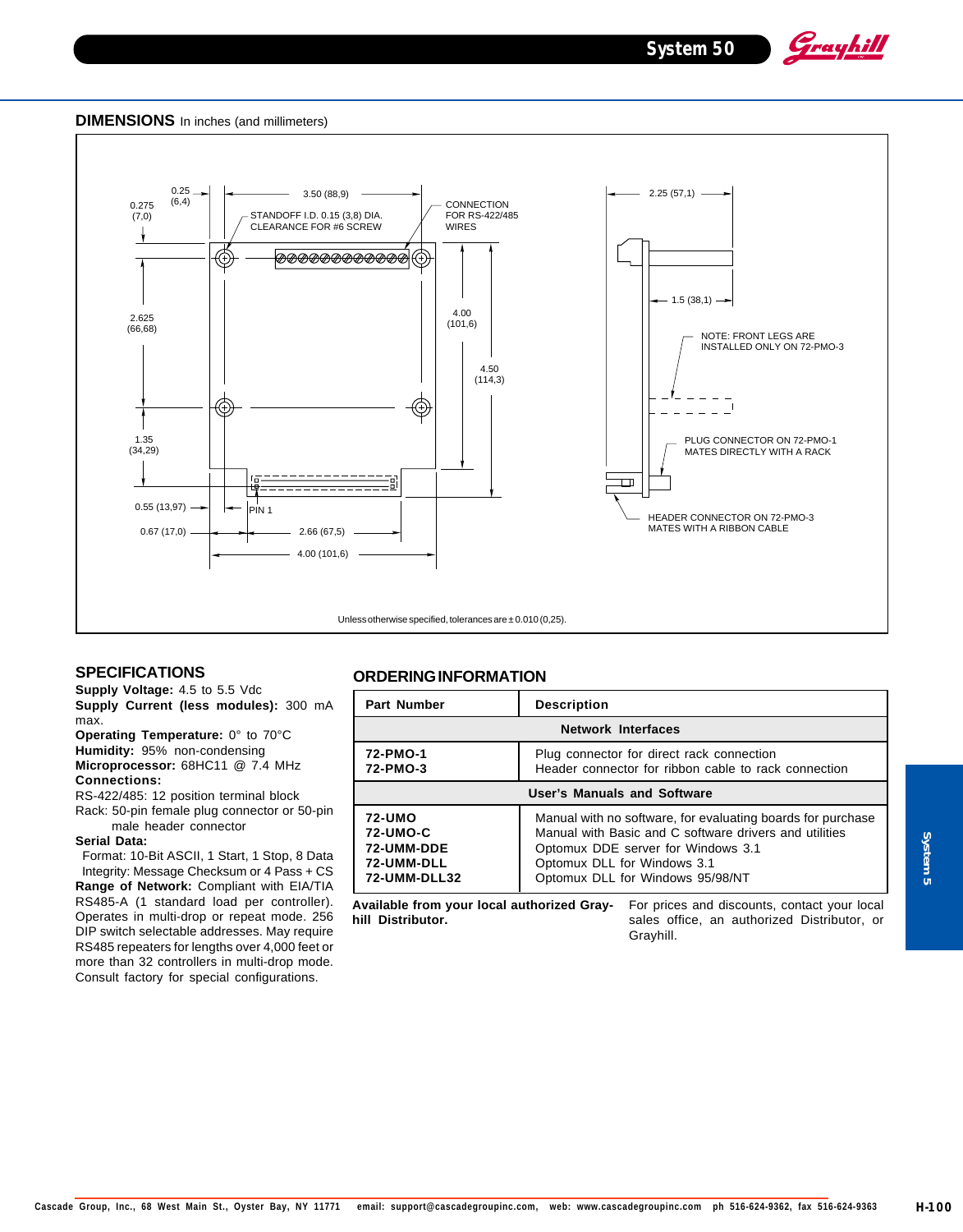## DIMENSIONS In inches (and millimeters)

0.25
(6,4)
0.275
(7,0)
3.50 (88,9)
STANDOFF I.D. 0.15 (3,8) DIA.
CLEARANCE FOR #6 SCREW
CONNECTION
FOR RS-422/485
WIRES
2.25 (57,1)
1.5 (38,1)
NOTE: FRONT LEGS ARE
INSTALLED ONLY ON 72-PMO-3
2.625
(66,68)
4.00
(101,6)
4.50
(114,3)
1.35
(34,29)
PLUG CONNECTOR ON 72-PMO-1
MATES DIRECTLY WITH A RACK
0.55 (13,97)
PIN 1
HEADER CONNECTOR ON 72-PMO-3
MATES WITH A RIBBON CABLE
0.67 (17,0)
2.66 (67,5)
4.00 (101,6)

Unless otherwise specified, tolerances are ± 0.010 (0,25).

## SPECIFICATIONS

**Supply Voltage:** 4.5 to 5.5 Vdc

**Supply Current (less modules):** 300 mA max.

**Operating Temperature:** 0° to 70°C

**Humidity:** 95% non-condensing

**Microprocessor:** 68HC11 @ 7.4 MHz

**Connections:**

RS-422/485: 12 position terminal block

Rack: 50-pin female plug connector or 50-pin male header connector

**Serial Data:**

Format: 10-Bit ASCII, 1 Start, 1 Stop, 8 Data

Integrity: Message Checksum or 4 Pass + CS

**Range of Network:** Compliant with EIA/TIA RS485-A (1 standard load per controller). Operates in multi-drop or repeat mode. 256 DIP switch selectable addresses. May require RS485 repeaters for lengths over 4,000 feet or more than 32 controllers in multi-drop mode. Consult factory for special configurations.

## ORDERING INFORMATION

| Part Number | Description |
|---|---|
| **Network Interfaces** | |
| **72-PMO-1** | Plug connector for direct rack connection |
| **72-PMO-3** | Header connector for ribbon cable to rack connection |
| **User's Manuals and Software** | |
| **72-UMO** | Manual with no software, for evaluating boards for purchase |
| **72-UMO-C** | Manual with Basic and C software drivers and utilities |
| **72-UMM-DDE** | Optomux DDE server for Windows 3.1 |
| **72-UMM-DLL** | Optomux DLL for Windows 3.1 |
| **72-UMM-DLL32** | Optomux DLL for Windows 95/98/NT |

**Available from your local authorized Grayhill Distributor.**

For prices and discounts, contact your local sales office, an authorized Distributor, or Grayhill.